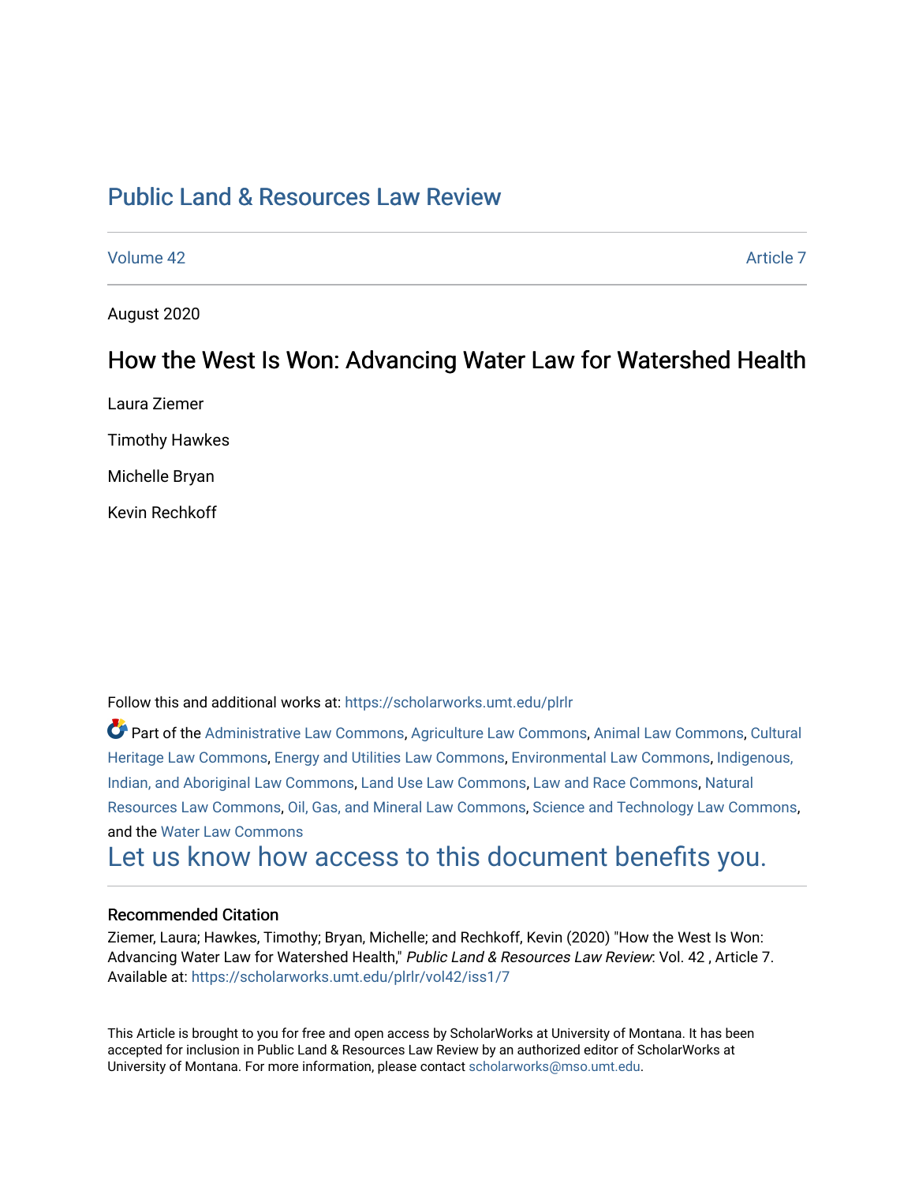# Public Land & Resources Law Review

Volume 42 | Article 7

August 2020

## How the West Is Won: Advancing Water Law for Watershed Health

Laura Ziemer

Timothy Hawkes

Michelle Bryan

Kevin Rechkoff

Follow this and additional works at: https://scholarworks.umt.edu/plrlr

Part of the Administrative Law Commons, Agriculture Law Commons, Animal Law Commons, Cultural Heritage Law Commons, Energy and Utilities Law Commons, Environmental Law Commons, Indigenous, Indian, and Aboriginal Law Commons, Land Use Law Commons, Law and Race Commons, Natural Resources Law Commons, Oil, Gas, and Mineral Law Commons, Science and Technology Law Commons, and the Water Law Commons

Let us know how access to this document benefits you.

### Recommended Citation

Ziemer, Laura; Hawkes, Timothy; Bryan, Michelle; and Rechkoff, Kevin (2020) "How the West Is Won: Advancing Water Law for Watershed Health," *Public Land & Resources Law Review*: Vol. 42 , Article 7. Available at: https://scholarworks.umt.edu/plrlr/vol42/iss1/7

This Article is brought to you for free and open access by ScholarWorks at University of Montana. It has been accepted for inclusion in Public Land & Resources Law Review by an authorized editor of ScholarWorks at University of Montana. For more information, please contact scholarworks@mso.umt.edu.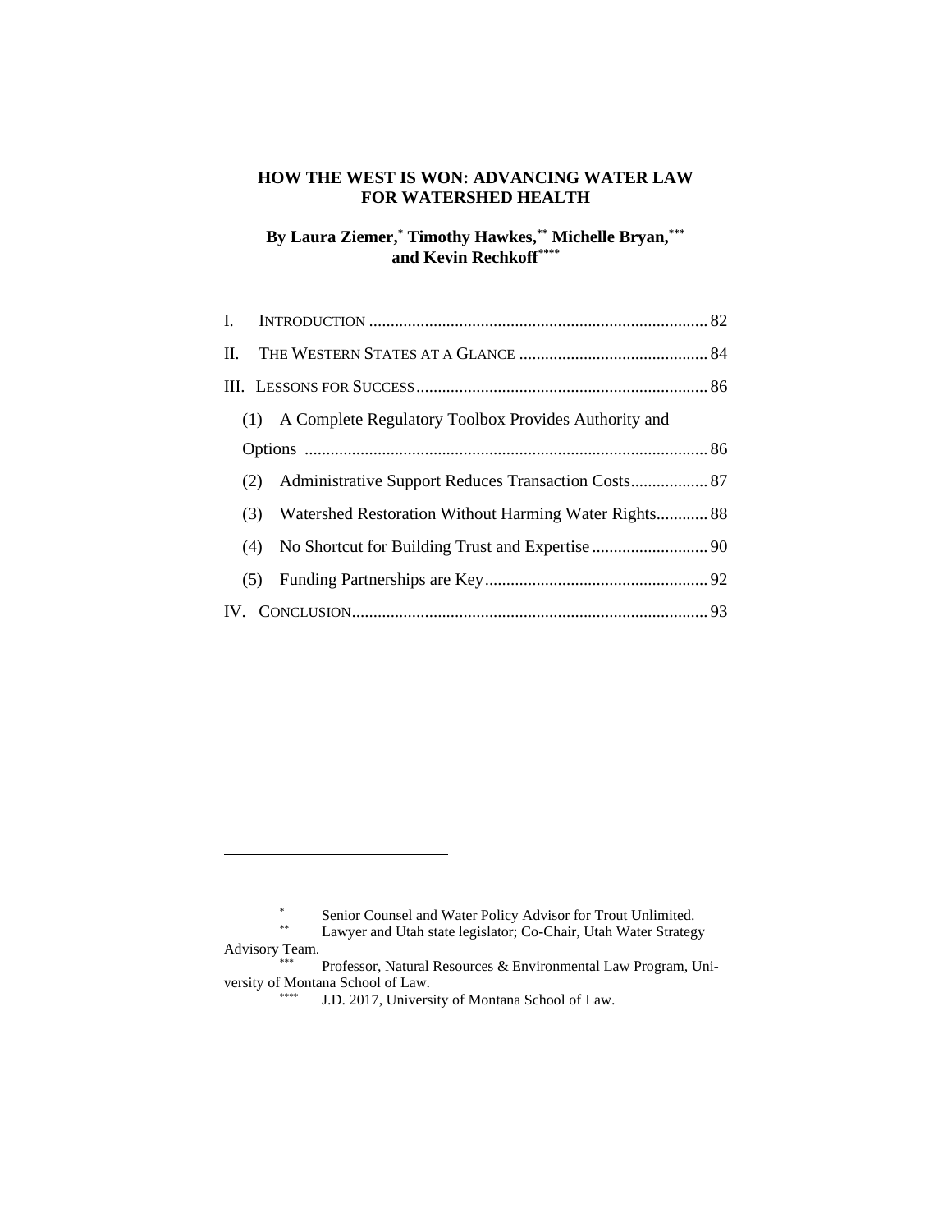# HOW THE WEST IS WON: ADVANCING WATER LAW FOR WATERSHED HEALTH

**By Laura Ziemer,[*] Timothy Hawkes,[**] Michelle Bryan,[***] and Kevin Rechkoff[****]**

I. INTRODUCTION ..... 82

II. THE WESTERN STATES AT A GLANCE ..... 84

III. LESSONS FOR SUCCESS ..... 86

- (1) A Complete Regulatory Toolbox Provides Authority and Options ..... 86
- (2) Administrative Support Reduces Transaction Costs ..... 87
- (3) Watershed Restoration Without Harming Water Rights ..... 88
- (4) No Shortcut for Building Trust and Expertise ..... 90
- (5) Funding Partnerships are Key ..... 92

IV. CONCLUSION ..... 93

---

[*] Senior Counsel and Water Policy Advisor for Trout Unlimited.

[**] Lawyer and Utah state legislator; Co-Chair, Utah Water Strategy Advisory Team.

[***] Professor, Natural Resources & Environmental Law Program, University of Montana School of Law.

[****] J.D. 2017, University of Montana School of Law.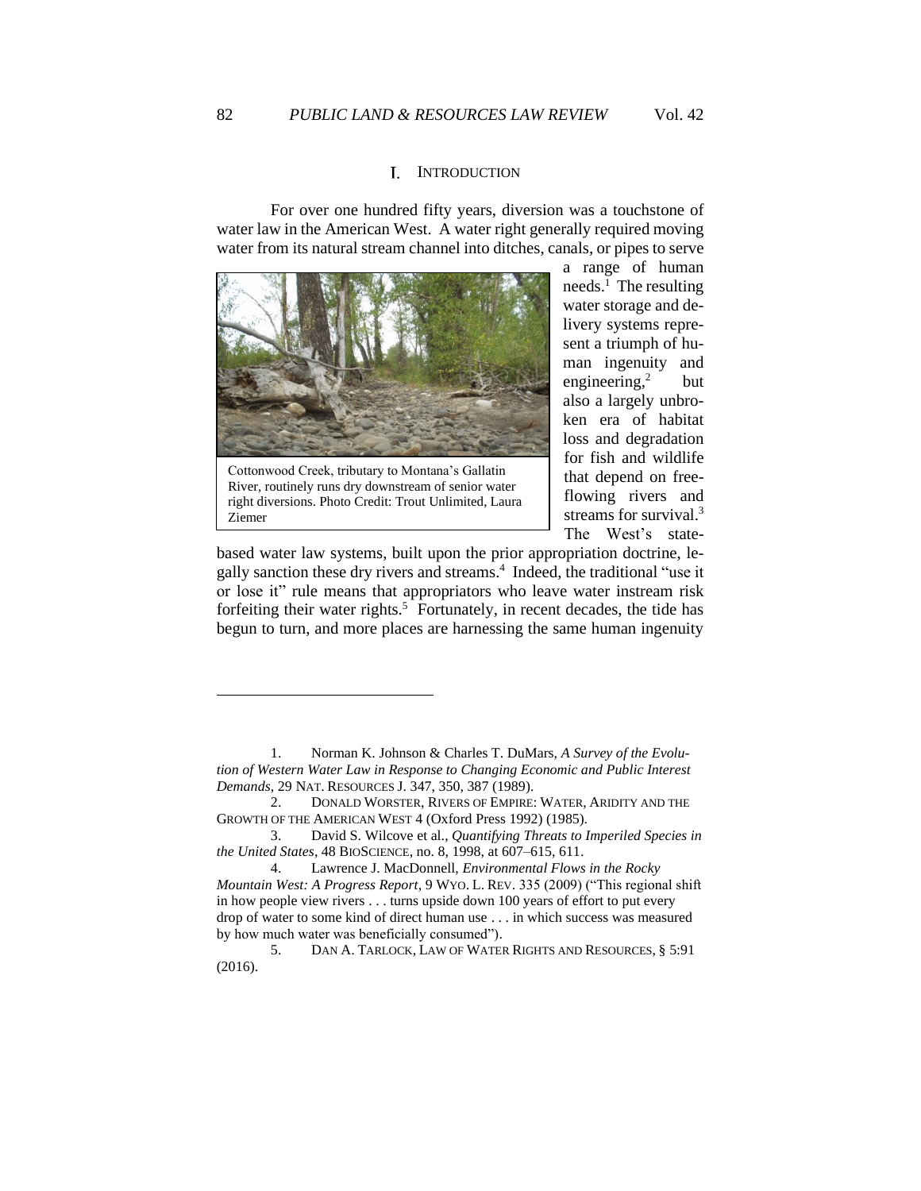## I. INTRODUCTION

For over one hundred fifty years, diversion was a touchstone of water law in the American West. A water right generally required moving water from its natural stream channel into ditches, canals, or pipes to serve a range of human needs.[1] The resulting water storage and delivery systems represent a triumph of human ingenuity and engineering,[2] but also a largely unbroken era of habitat loss and degradation for fish and wildlife that depend on free-flowing rivers and streams for survival.[3] The West's state-based water law systems, built upon the prior appropriation doctrine, legally sanction these dry rivers and streams.[4] Indeed, the traditional "use it or lose it" rule means that appropriators who leave water instream risk forfeiting their water rights.[5] Fortunately, in recent decades, the tide has begun to turn, and more places are harnessing the same human ingenuity

Cottonwood Creek, tributary to Montana's Gallatin River, routinely runs dry downstream of senior water right diversions. Photo Credit: Trout Unlimited, Laura Ziemer

---

1. Norman K. Johnson & Charles T. DuMars, *A Survey of the Evolution of Western Water Law in Response to Changing Economic and Public Interest Demands*, 29 NAT. RESOURCES J. 347, 350, 387 (1989).

2. DONALD WORSTER, RIVERS OF EMPIRE: WATER, ARIDITY AND THE GROWTH OF THE AMERICAN WEST 4 (Oxford Press 1992) (1985).

3. David S. Wilcove et al., *Quantifying Threats to Imperiled Species in the United States*, 48 BIOSCIENCE, no. 8, 1998, at 607–615, 611.

4. Lawrence J. MacDonnell, *Environmental Flows in the Rocky Mountain West: A Progress Report*, 9 WYO. L. REV. 335 (2009) ("This regional shift in how people view rivers . . . turns upside down 100 years of effort to put every drop of water to some kind of direct human use . . . in which success was measured by how much water was beneficially consumed").

5. DAN A. TARLOCK, LAW OF WATER RIGHTS AND RESOURCES, § 5:91 (2016).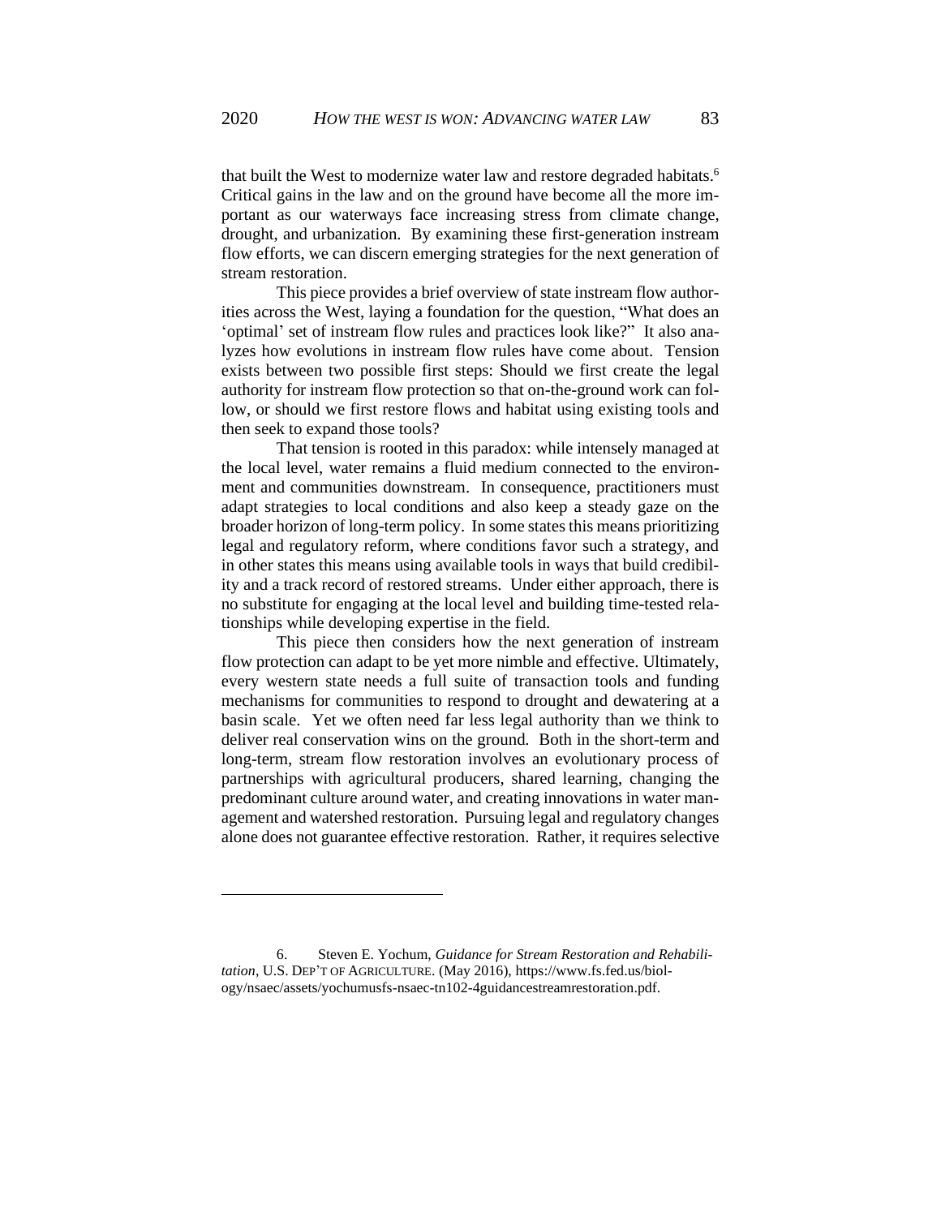that built the West to modernize water law and restore degraded habitats.[6] Critical gains in the law and on the ground have become all the more important as our waterways face increasing stress from climate change, drought, and urbanization. By examining these first-generation instream flow efforts, we can discern emerging strategies for the next generation of stream restoration.

This piece provides a brief overview of state instream flow authorities across the West, laying a foundation for the question, "What does an 'optimal' set of instream flow rules and practices look like?" It also analyzes how evolutions in instream flow rules have come about. Tension exists between two possible first steps: Should we first create the legal authority for instream flow protection so that on-the-ground work can follow, or should we first restore flows and habitat using existing tools and then seek to expand those tools?

That tension is rooted in this paradox: while intensely managed at the local level, water remains a fluid medium connected to the environment and communities downstream. In consequence, practitioners must adapt strategies to local conditions and also keep a steady gaze on the broader horizon of long-term policy. In some states this means prioritizing legal and regulatory reform, where conditions favor such a strategy, and in other states this means using available tools in ways that build credibility and a track record of restored streams. Under either approach, there is no substitute for engaging at the local level and building time-tested relationships while developing expertise in the field.

This piece then considers how the next generation of instream flow protection can adapt to be yet more nimble and effective. Ultimately, every western state needs a full suite of transaction tools and funding mechanisms for communities to respond to drought and dewatering at a basin scale. Yet we often need far less legal authority than we think to deliver real conservation wins on the ground. Both in the short-term and long-term, stream flow restoration involves an evolutionary process of partnerships with agricultural producers, shared learning, changing the predominant culture around water, and creating innovations in water management and watershed restoration. Pursuing legal and regulatory changes alone does not guarantee effective restoration. Rather, it requires selective

---

6. Steven E. Yochum, *Guidance for Stream Restoration and Rehabilitation*, U.S. DEP'T OF AGRICULTURE. (May 2016), https://www.fs.fed.us/biology/nsaec/assets/yochumusfs-nsaec-tn102-4guidancestreamrestoration.pdf.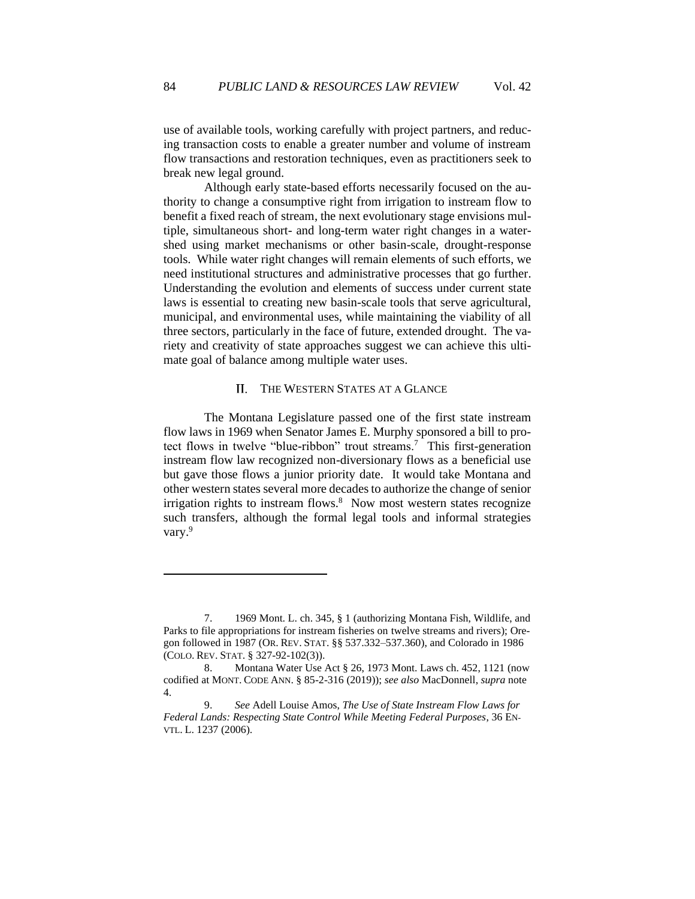use of available tools, working carefully with project partners, and reducing transaction costs to enable a greater number and volume of instream flow transactions and restoration techniques, even as practitioners seek to break new legal ground.

Although early state-based efforts necessarily focused on the authority to change a consumptive right from irrigation to instream flow to benefit a fixed reach of stream, the next evolutionary stage envisions multiple, simultaneous short- and long-term water right changes in a watershed using market mechanisms or other basin-scale, drought-response tools. While water right changes will remain elements of such efforts, we need institutional structures and administrative processes that go further. Understanding the evolution and elements of success under current state laws is essential to creating new basin-scale tools that serve agricultural, municipal, and environmental uses, while maintaining the viability of all three sectors, particularly in the face of future, extended drought. The variety and creativity of state approaches suggest we can achieve this ultimate goal of balance among multiple water uses.

## II. THE WESTERN STATES AT A GLANCE

The Montana Legislature passed one of the first state instream flow laws in 1969 when Senator James E. Murphy sponsored a bill to protect flows in twelve "blue-ribbon" trout streams.[7] This first-generation instream flow law recognized non-diversionary flows as a beneficial use but gave those flows a junior priority date. It would take Montana and other western states several more decades to authorize the change of senior irrigation rights to instream flows.[8] Now most western states recognize such transfers, although the formal legal tools and informal strategies vary.[9]

---

7. 1969 Mont. L. ch. 345, § 1 (authorizing Montana Fish, Wildlife, and Parks to file appropriations for instream fisheries on twelve streams and rivers); Oregon followed in 1987 (OR. REV. STAT. §§ 537.332–537.360), and Colorado in 1986 (COLO. REV. STAT. § 327-92-102(3)).

8. Montana Water Use Act § 26, 1973 Mont. Laws ch. 452, 1121 (now codified at MONT. CODE ANN. § 85-2-316 (2019)); *see also* MacDonnell, *supra* note 4.

9. *See* Adell Louise Amos, *The Use of State Instream Flow Laws for Federal Lands: Respecting State Control While Meeting Federal Purposes*, 36 ENVTL. L. 1237 (2006).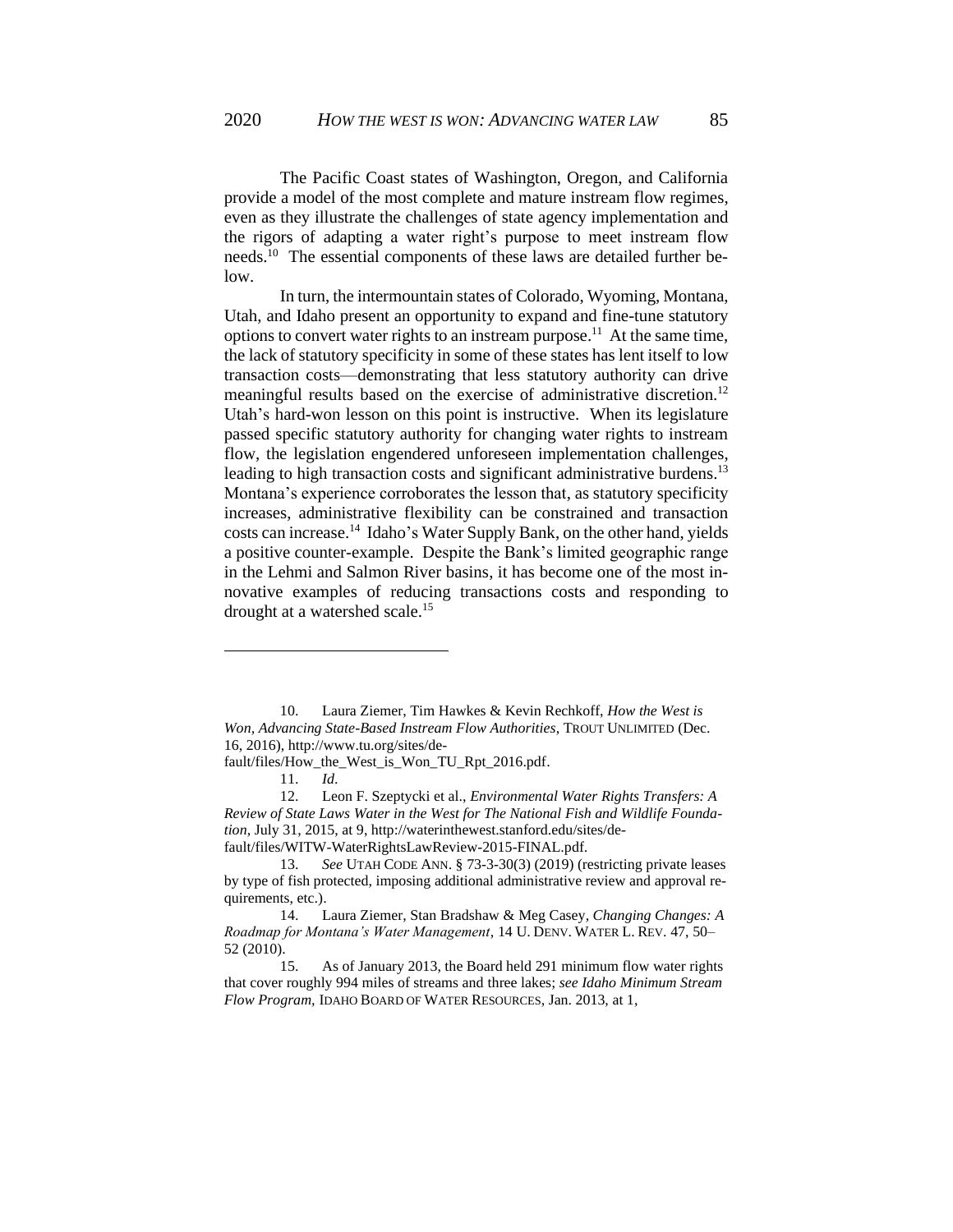The Pacific Coast states of Washington, Oregon, and California provide a model of the most complete and mature instream flow regimes, even as they illustrate the challenges of state agency implementation and the rigors of adapting a water right's purpose to meet instream flow needs.[10] The essential components of these laws are detailed further below.

In turn, the intermountain states of Colorado, Wyoming, Montana, Utah, and Idaho present an opportunity to expand and fine-tune statutory options to convert water rights to an instream purpose.[11] At the same time, the lack of statutory specificity in some of these states has lent itself to low transaction costs—demonstrating that less statutory authority can drive meaningful results based on the exercise of administrative discretion.[12] Utah's hard-won lesson on this point is instructive. When its legislature passed specific statutory authority for changing water rights to instream flow, the legislation engendered unforeseen implementation challenges, leading to high transaction costs and significant administrative burdens.[13] Montana's experience corroborates the lesson that, as statutory specificity increases, administrative flexibility can be constrained and transaction costs can increase.[14] Idaho's Water Supply Bank, on the other hand, yields a positive counter-example. Despite the Bank's limited geographic range in the Lehmi and Salmon River basins, it has become one of the most innovative examples of reducing transactions costs and responding to drought at a watershed scale.[15]

---

10. Laura Ziemer, Tim Hawkes & Kevin Rechkoff, *How the West is Won, Advancing State-Based Instream Flow Authorities*, TROUT UNLIMITED (Dec. 16, 2016), http://www.tu.org/sites/default/files/How_the_West_is_Won_TU_Rpt_2016.pdf.

11. *Id*.

12. Leon F. Szeptycki et al., *Environmental Water Rights Transfers: A Review of State Laws Water in the West for The National Fish and Wildlife Foundation*, July 31, 2015, at 9, http://waterinthewest.stanford.edu/sites/default/files/WITW-WaterRightsLawReview-2015-FINAL.pdf.

13. *See* UTAH CODE ANN. § 73-3-30(3) (2019) (restricting private leases by type of fish protected, imposing additional administrative review and approval requirements, etc.).

14. Laura Ziemer, Stan Bradshaw & Meg Casey, *Changing Changes: A Roadmap for Montana's Water Management*, 14 U. DENV. WATER L. REV. 47, 50–52 (2010).

15. As of January 2013, the Board held 291 minimum flow water rights that cover roughly 994 miles of streams and three lakes; *see Idaho Minimum Stream Flow Program*, IDAHO BOARD OF WATER RESOURCES, Jan. 2013, at 1,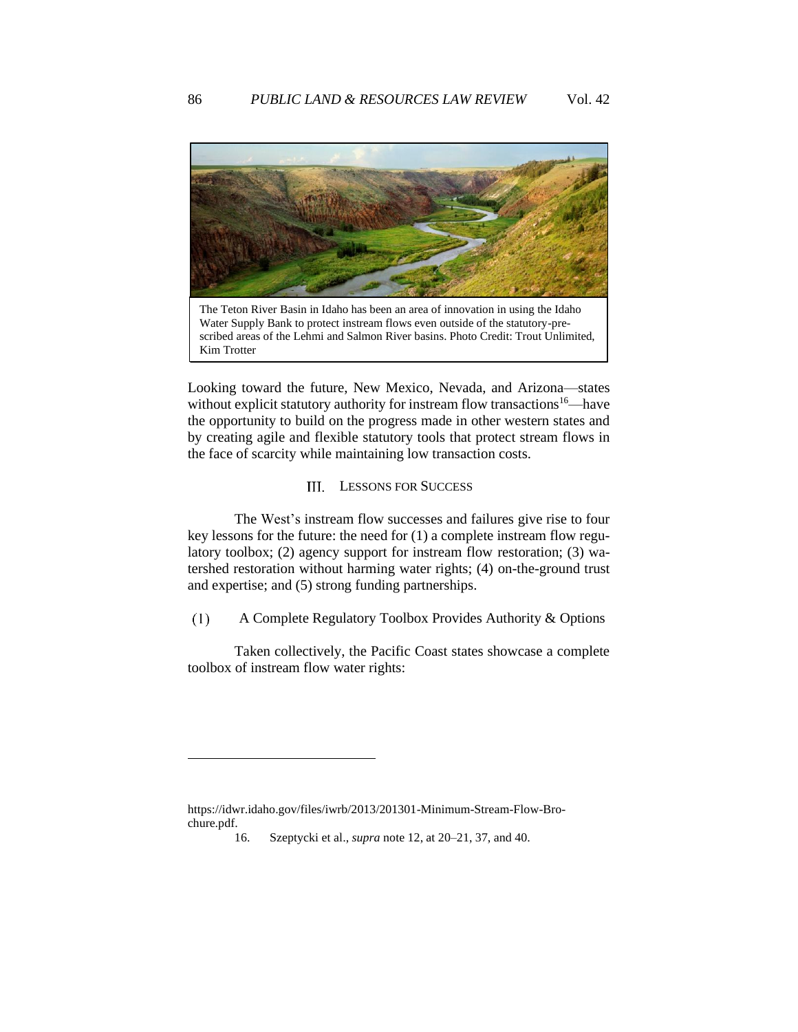The Teton River Basin in Idaho has been an area of innovation in using the Idaho Water Supply Bank to protect instream flows even outside of the statutory-prescribed areas of the Lehmi and Salmon River basins. Photo Credit: Trout Unlimited, Kim Trotter

Looking toward the future, New Mexico, Nevada, and Arizona—states without explicit statutory authority for instream flow transactions[16]—have the opportunity to build on the progress made in other western states and by creating agile and flexible statutory tools that protect stream flows in the face of scarcity while maintaining low transaction costs.

## III. LESSONS FOR SUCCESS

The West's instream flow successes and failures give rise to four key lessons for the future: the need for (1) a complete instream flow regulatory toolbox; (2) agency support for instream flow restoration; (3) watershed restoration without harming water rights; (4) on-the-ground trust and expertise; and (5) strong funding partnerships.

### (1) A Complete Regulatory Toolbox Provides Authority & Options

Taken collectively, the Pacific Coast states showcase a complete toolbox of instream flow water rights:

---

https://idwr.idaho.gov/files/iwrb/2013/201301-Minimum-Stream-Flow-Brochure.pdf.

16. Szeptycki et al., *supra* note 12, at 20–21, 37, and 40.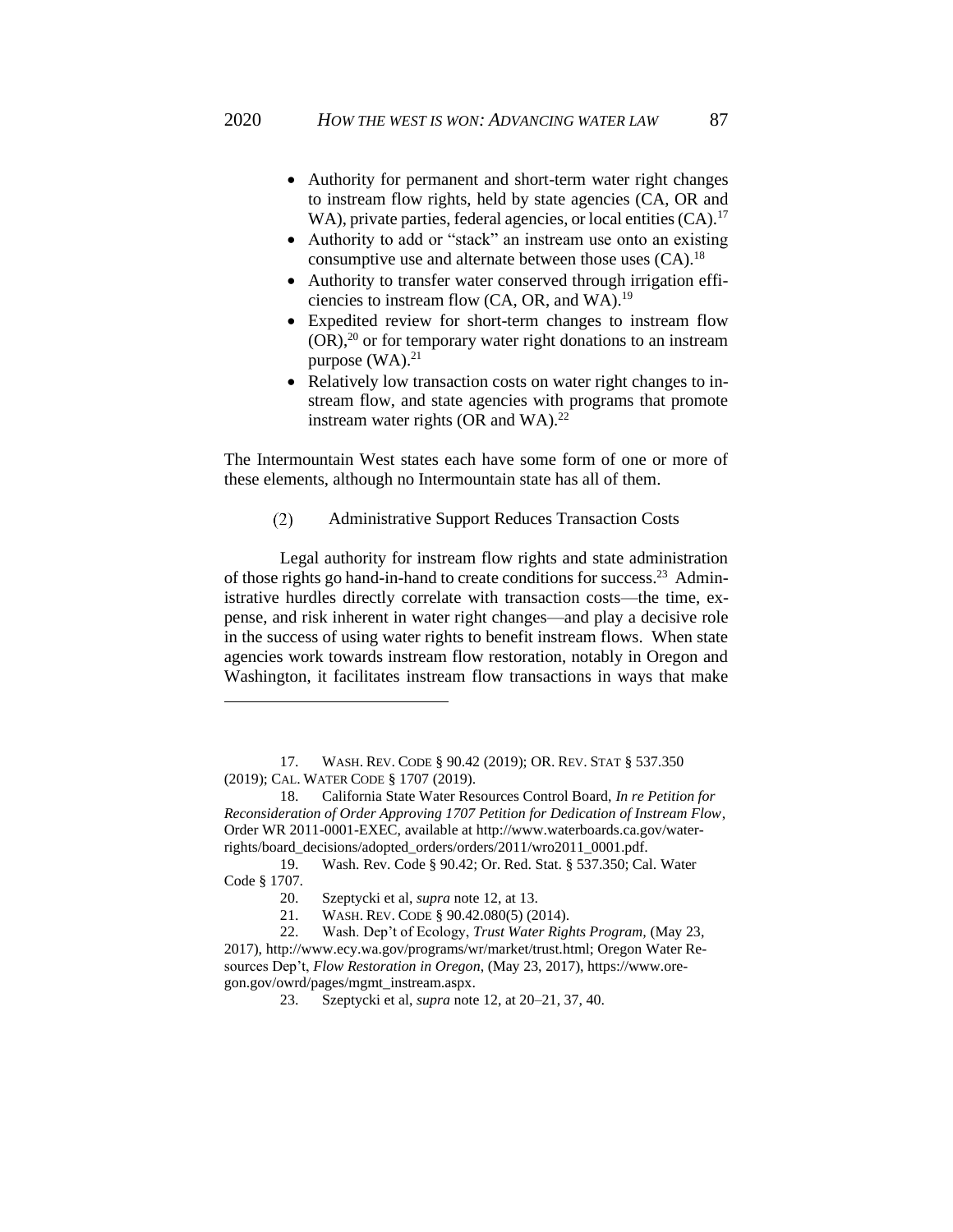- Authority for permanent and short-term water right changes to instream flow rights, held by state agencies (CA, OR and WA), private parties, federal agencies, or local entities (CA).[17]
- Authority to add or "stack" an instream use onto an existing consumptive use and alternate between those uses (CA).[18]
- Authority to transfer water conserved through irrigation efficiencies to instream flow (CA, OR, and WA).[19]
- Expedited review for short-term changes to instream flow (OR),[20] or for temporary water right donations to an instream purpose (WA).[21]
- Relatively low transaction costs on water right changes to instream flow, and state agencies with programs that promote instream water rights (OR and WA).[22]

The Intermountain West states each have some form of one or more of these elements, although no Intermountain state has all of them.

#### (2) Administrative Support Reduces Transaction Costs

Legal authority for instream flow rights and state administration of those rights go hand-in-hand to create conditions for success.[23] Administrative hurdles directly correlate with transaction costs—the time, expense, and risk inherent in water right changes—and play a decisive role in the success of using water rights to benefit instream flows. When state agencies work towards instream flow restoration, notably in Oregon and Washington, it facilitates instream flow transactions in ways that make

---

17. WASH. REV. CODE § 90.42 (2019); OR. REV. STAT § 537.350 (2019); CAL. WATER CODE § 1707 (2019).

18. California State Water Resources Control Board, *In re Petition for Reconsideration of Order Approving 1707 Petition for Dedication of Instream Flow*, Order WR 2011-0001-EXEC, available at http://www.waterboards.ca.gov/water-rights/board_decisions/adopted_orders/orders/2011/wro2011_0001.pdf.

19. Wash. Rev. Code § 90.42; Or. Red. Stat. § 537.350; Cal. Water Code § 1707.

20. Szeptycki et al, *supra* note 12, at 13.

21. WASH. REV. CODE § 90.42.080(5) (2014).

22. Wash. Dep't of Ecology, *Trust Water Rights Program,* (May 23, 2017), http://www.ecy.wa.gov/programs/wr/market/trust.html; Oregon Water Resources Dep't, *Flow Restoration in Oregon*, (May 23, 2017), https://www.oregon.gov/owrd/pages/mgmt_instream.aspx.

23. Szeptycki et al, *supra* note 12, at 20–21, 37, 40.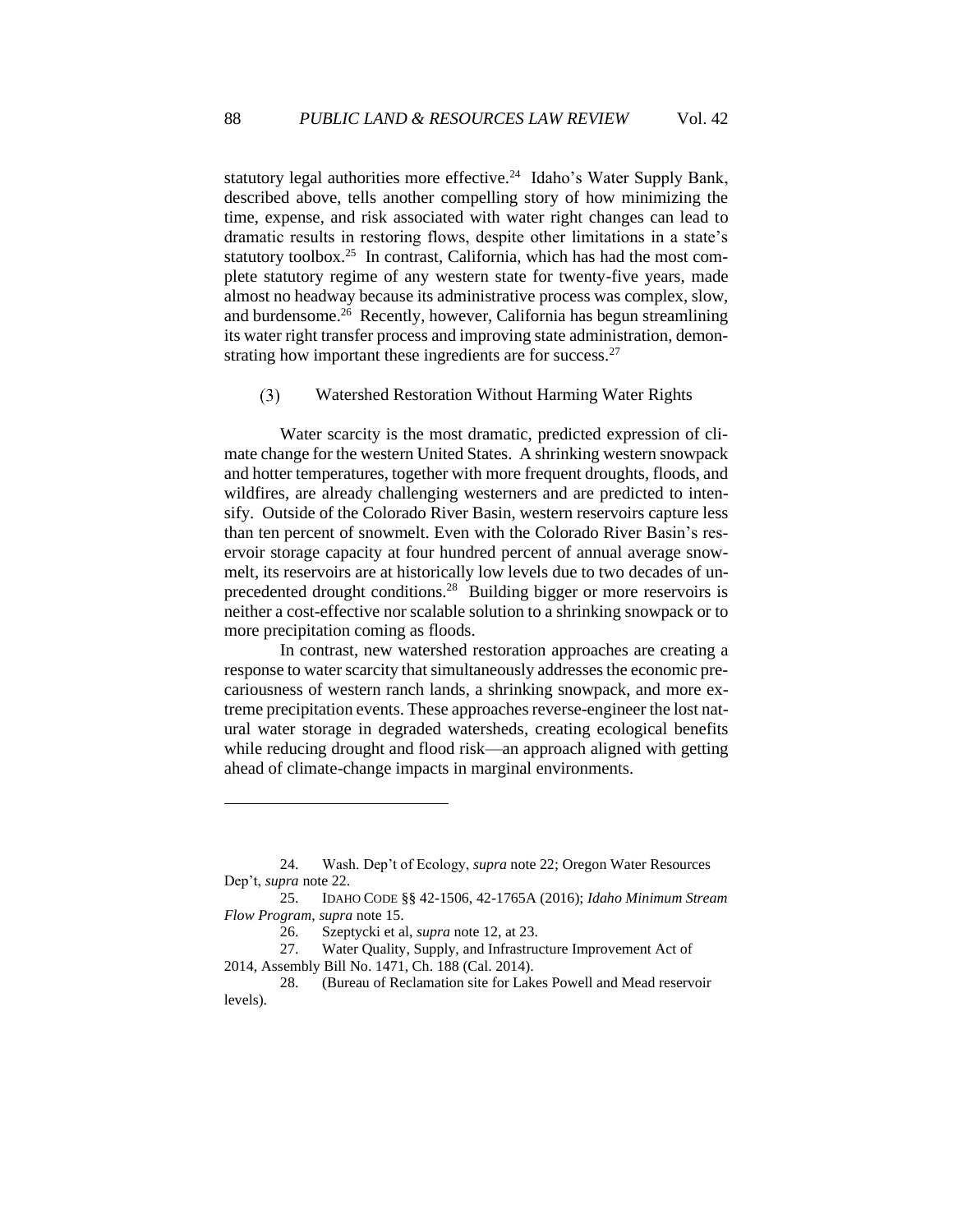statutory legal authorities more effective.[24] Idaho's Water Supply Bank, described above, tells another compelling story of how minimizing the time, expense, and risk associated with water right changes can lead to dramatic results in restoring flows, despite other limitations in a state's statutory toolbox.[25] In contrast, California, which has had the most complete statutory regime of any western state for twenty-five years, made almost no headway because its administrative process was complex, slow, and burdensome.[26] Recently, however, California has begun streamlining its water right transfer process and improving state administration, demonstrating how important these ingredients are for success.[27]

### (3) Watershed Restoration Without Harming Water Rights

Water scarcity is the most dramatic, predicted expression of climate change for the western United States. A shrinking western snowpack and hotter temperatures, together with more frequent droughts, floods, and wildfires, are already challenging westerners and are predicted to intensify. Outside of the Colorado River Basin, western reservoirs capture less than ten percent of snowmelt. Even with the Colorado River Basin's reservoir storage capacity at four hundred percent of annual average snowmelt, its reservoirs are at historically low levels due to two decades of unprecedented drought conditions.[28] Building bigger or more reservoirs is neither a cost-effective nor scalable solution to a shrinking snowpack or to more precipitation coming as floods.

In contrast, new watershed restoration approaches are creating a response to water scarcity that simultaneously addresses the economic precariousness of western ranch lands, a shrinking snowpack, and more extreme precipitation events. These approaches reverse-engineer the lost natural water storage in degraded watersheds, creating ecological benefits while reducing drought and flood risk—an approach aligned with getting ahead of climate-change impacts in marginal environments.

---

24. Wash. Dep't of Ecology, *supra* note 22; Oregon Water Resources Dep't, *supra* note 22.

25. IDAHO CODE §§ 42-1506, 42-1765A (2016); *Idaho Minimum Stream Flow Program*, *supra* note 15.

26. Szeptycki et al, *supra* note 12, at 23.

27. Water Quality, Supply, and Infrastructure Improvement Act of 2014, Assembly Bill No. 1471, Ch. 188 (Cal. 2014).

28. (Bureau of Reclamation site for Lakes Powell and Mead reservoir levels).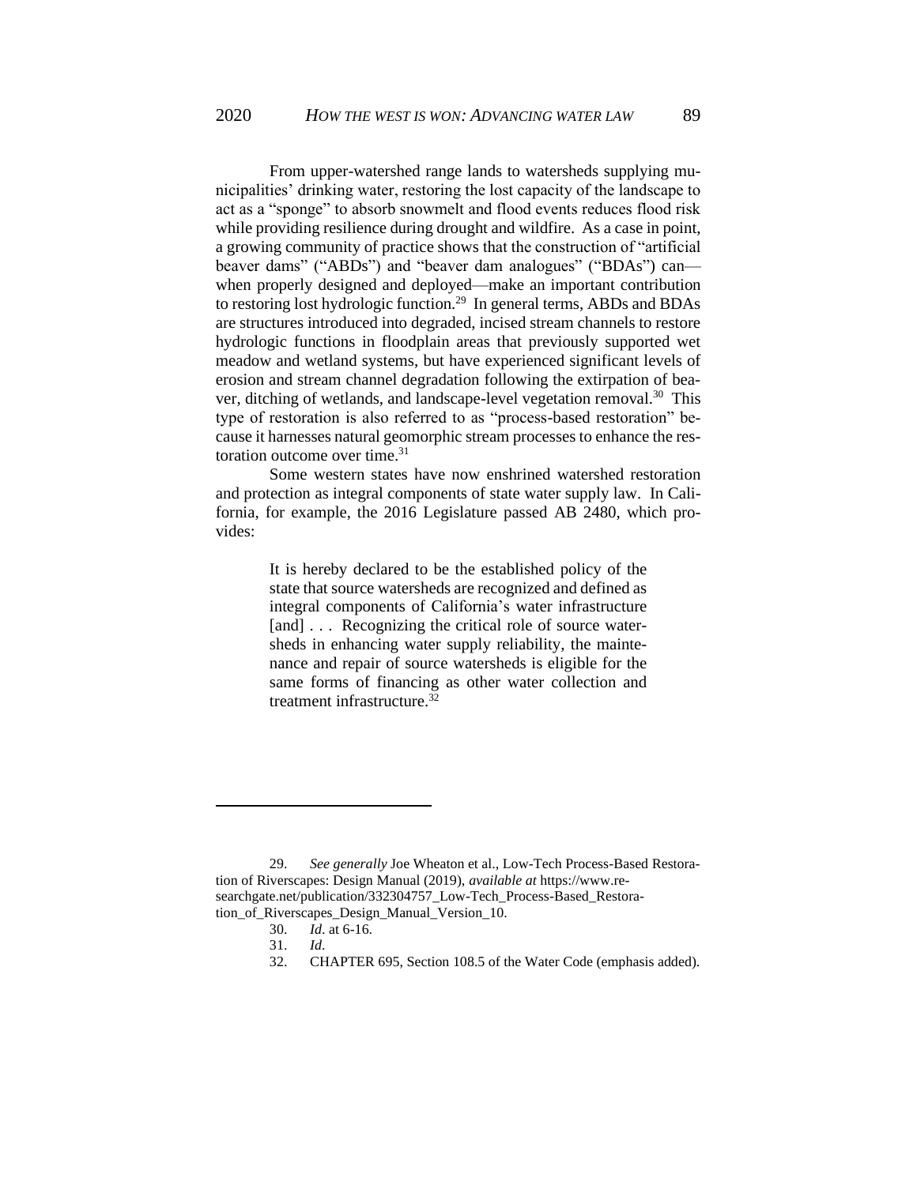From upper-watershed range lands to watersheds supplying municipalities' drinking water, restoring the lost capacity of the landscape to act as a "sponge" to absorb snowmelt and flood events reduces flood risk while providing resilience during drought and wildfire. As a case in point, a growing community of practice shows that the construction of "artificial beaver dams" ("ABDs") and "beaver dam analogues" ("BDAs") can—when properly designed and deployed—make an important contribution to restoring lost hydrologic function.[29] In general terms, ABDs and BDAs are structures introduced into degraded, incised stream channels to restore hydrologic functions in floodplain areas that previously supported wet meadow and wetland systems, but have experienced significant levels of erosion and stream channel degradation following the extirpation of beaver, ditching of wetlands, and landscape-level vegetation removal.[30] This type of restoration is also referred to as "process-based restoration" because it harnesses natural geomorphic stream processes to enhance the restoration outcome over time.[31]

Some western states have now enshrined watershed restoration and protection as integral components of state water supply law. In California, for example, the 2016 Legislature passed AB 2480, which provides:

> It is hereby declared to be the established policy of the state that source watersheds are recognized and defined as integral components of California's water infrastructure [and] . . . Recognizing the critical role of source watersheds in enhancing water supply reliability, the maintenance and repair of source watersheds is eligible for the same forms of financing as other water collection and treatment infrastructure.[32]

---

29. *See generally* Joe Wheaton et al., Low-Tech Process-Based Restoration of Riverscapes: Design Manual (2019), *available at* https://www.researchgate.net/publication/332304757_Low-Tech_Process-Based_Restoration_of_Riverscapes_Design_Manual_Version_10.

30. *Id*. at 6-16.

31. *Id*.

32. CHAPTER 695, Section 108.5 of the Water Code (emphasis added).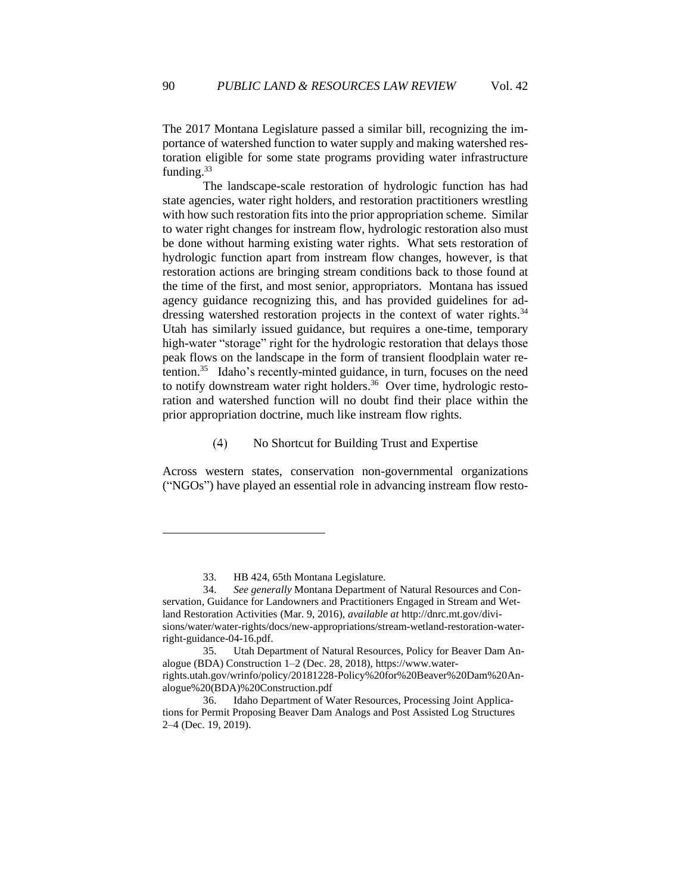The 2017 Montana Legislature passed a similar bill, recognizing the importance of watershed function to water supply and making watershed restoration eligible for some state programs providing water infrastructure funding.[33]

The landscape-scale restoration of hydrologic function has had state agencies, water right holders, and restoration practitioners wrestling with how such restoration fits into the prior appropriation scheme. Similar to water right changes for instream flow, hydrologic restoration also must be done without harming existing water rights. What sets restoration of hydrologic function apart from instream flow changes, however, is that restoration actions are bringing stream conditions back to those found at the time of the first, and most senior, appropriators. Montana has issued agency guidance recognizing this, and has provided guidelines for addressing watershed restoration projects in the context of water rights.[34] Utah has similarly issued guidance, but requires a one-time, temporary high-water "storage" right for the hydrologic restoration that delays those peak flows on the landscape in the form of transient floodplain water retention.[35] Idaho's recently-minted guidance, in turn, focuses on the need to notify downstream water right holders.[36] Over time, hydrologic restoration and watershed function will no doubt find their place within the prior appropriation doctrine, much like instream flow rights.

#### (4) No Shortcut for Building Trust and Expertise

Across western states, conservation non-governmental organizations ("NGOs") have played an essential role in advancing instream flow resto-

---

33. HB 424, 65th Montana Legislature.

34. *See generally* Montana Department of Natural Resources and Conservation, Guidance for Landowners and Practitioners Engaged in Stream and Wetland Restoration Activities (Mar. 9, 2016), *available at* http://dnrc.mt.gov/divisions/water/water-rights/docs/new-appropriations/stream-wetland-restoration-water-right-guidance-04-16.pdf.

35. Utah Department of Natural Resources, Policy for Beaver Dam Analogue (BDA) Construction 1–2 (Dec. 28, 2018), https://www.waterrights.utah.gov/wrinfo/policy/20181228-Policy%20for%20Beaver%20Dam%20Analogue%20(BDA)%20Construction.pdf

36. Idaho Department of Water Resources, Processing Joint Applications for Permit Proposing Beaver Dam Analogs and Post Assisted Log Structures 2–4 (Dec. 19, 2019).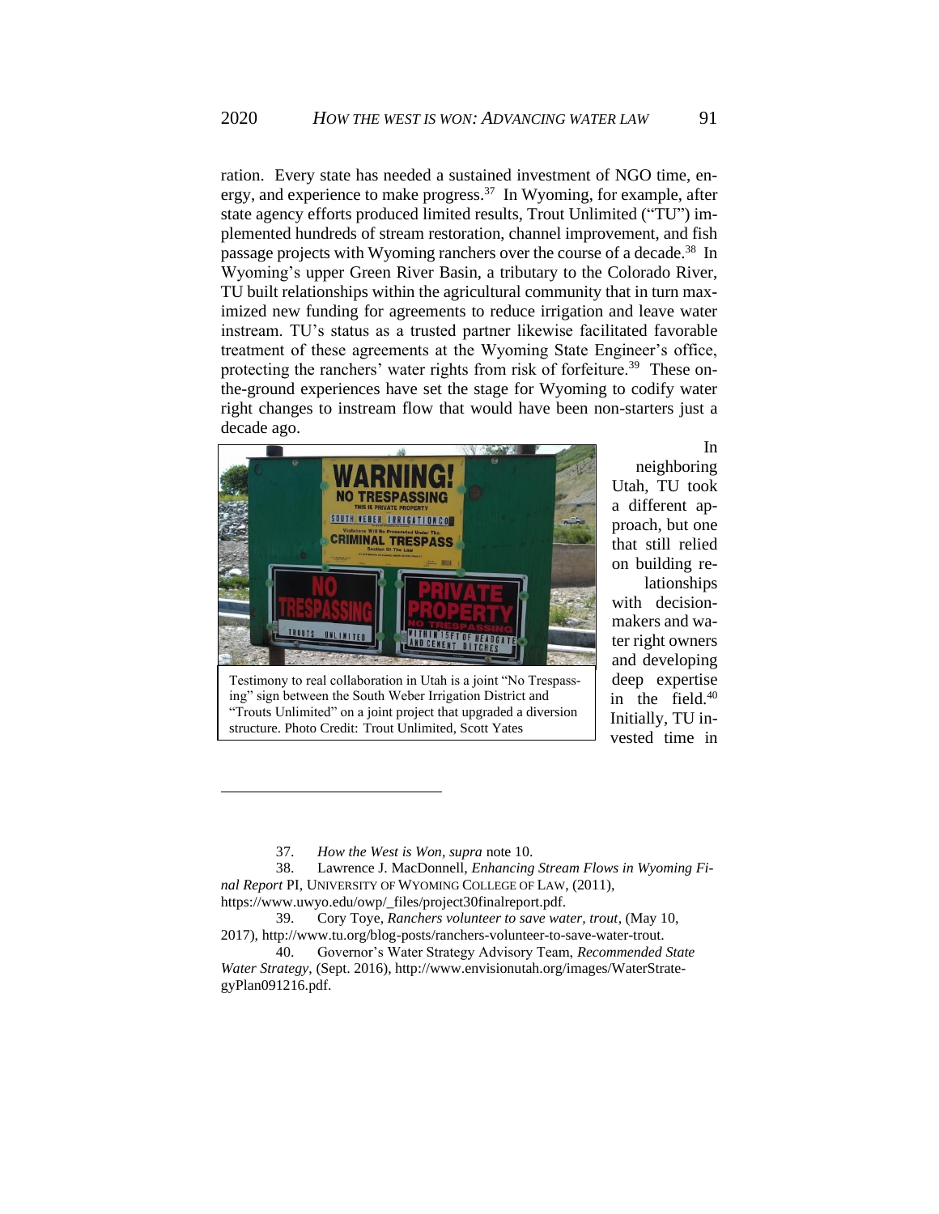ration. Every state has needed a sustained investment of NGO time, energy, and experience to make progress.[37] In Wyoming, for example, after state agency efforts produced limited results, Trout Unlimited ("TU") implemented hundreds of stream restoration, channel improvement, and fish passage projects with Wyoming ranchers over the course of a decade.[38] In Wyoming's upper Green River Basin, a tributary to the Colorado River, TU built relationships within the agricultural community that in turn maximized new funding for agreements to reduce irrigation and leave water instream. TU's status as a trusted partner likewise facilitated favorable treatment of these agreements at the Wyoming State Engineer's office, protecting the ranchers' water rights from risk of forfeiture.[39] These on-the-ground experiences have set the stage for Wyoming to codify water right changes to instream flow that would have been non-starters just a decade ago.

Testimony to real collaboration in Utah is a joint "No Trespassing" sign between the South Weber Irrigation District and "Trouts Unlimited" on a joint project that upgraded a diversion structure. Photo Credit: Trout Unlimited, Scott Yates

In neighboring Utah, TU took a different approach, but one that still relied on building relationships with decision-makers and water right owners and developing deep expertise in the field.[40] Initially, TU invested time in

37. *How the West is Won*, *supra* note 10.

38. Lawrence J. MacDonnell, *Enhancing Stream Flows in Wyoming Final Report* PI, UNIVERSITY OF WYOMING COLLEGE OF LAW, (2011), https://www.uwyo.edu/owp/_files/project30finalreport.pdf.

39. Cory Toye, *Ranchers volunteer to save water, trout*, (May 10, 2017), http://www.tu.org/blog-posts/ranchers-volunteer-to-save-water-trout.

40. Governor's Water Strategy Advisory Team, *Recommended State Water Strategy*, (Sept. 2016), http://www.envisionutah.org/images/WaterStrategyPlan091216.pdf.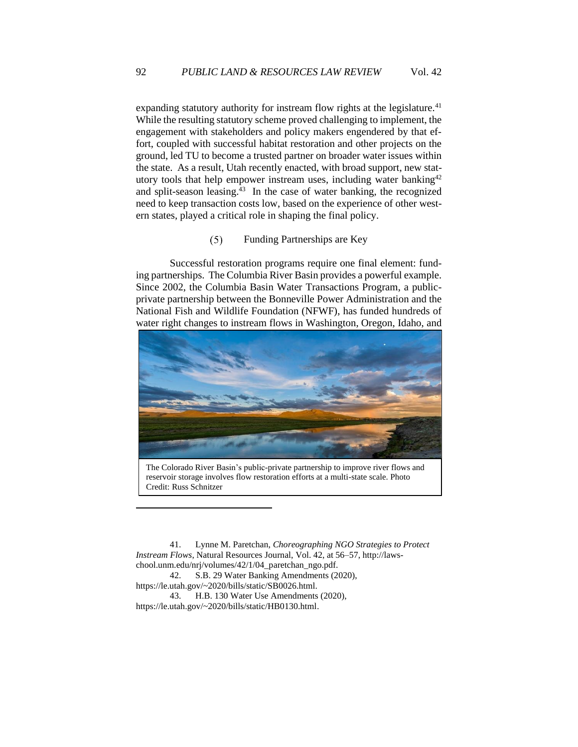expanding statutory authority for instream flow rights at the legislature.[41] While the resulting statutory scheme proved challenging to implement, the engagement with stakeholders and policy makers engendered by that effort, coupled with successful habitat restoration and other projects on the ground, led TU to become a trusted partner on broader water issues within the state. As a result, Utah recently enacted, with broad support, new statutory tools that help empower instream uses, including water banking[42] and split-season leasing.[43] In the case of water banking, the recognized need to keep transaction costs low, based on the experience of other western states, played a critical role in shaping the final policy.

### (5) Funding Partnerships are Key

Successful restoration programs require one final element: funding partnerships. The Columbia River Basin provides a powerful example. Since 2002, the Columbia Basin Water Transactions Program, a public-private partnership between the Bonneville Power Administration and the National Fish and Wildlife Foundation (NFWF), has funded hundreds of water right changes to instream flows in Washington, Oregon, Idaho, and

The Colorado River Basin's public-private partnership to improve river flows and reservoir storage involves flow restoration efforts at a multi-state scale. Photo Credit: Russ Schnitzer

---

41. Lynne M. Paretchan, *Choreographing NGO Strategies to Protect Instream Flows*, Natural Resources Journal, Vol. 42, at 56–57, http://lawschool.unm.edu/nrj/volumes/42/1/04_paretchan_ngo.pdf.

42. S.B. 29 Water Banking Amendments (2020), https://le.utah.gov/~2020/bills/static/SB0026.html.

43. H.B. 130 Water Use Amendments (2020), https://le.utah.gov/~2020/bills/static/HB0130.html.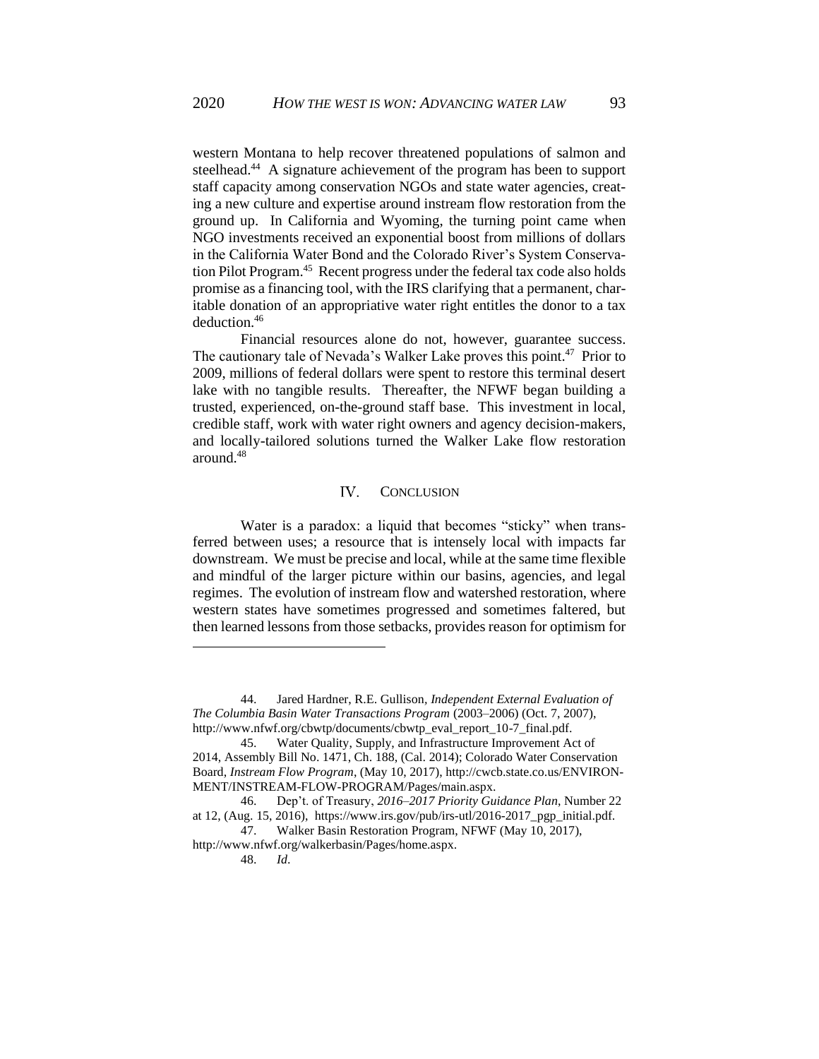western Montana to help recover threatened populations of salmon and steelhead.[44] A signature achievement of the program has been to support staff capacity among conservation NGOs and state water agencies, creating a new culture and expertise around instream flow restoration from the ground up. In California and Wyoming, the turning point came when NGO investments received an exponential boost from millions of dollars in the California Water Bond and the Colorado River's System Conservation Pilot Program.[45] Recent progress under the federal tax code also holds promise as a financing tool, with the IRS clarifying that a permanent, charitable donation of an appropriative water right entitles the donor to a tax deduction.[46]

Financial resources alone do not, however, guarantee success. The cautionary tale of Nevada's Walker Lake proves this point.[47] Prior to 2009, millions of federal dollars were spent to restore this terminal desert lake with no tangible results. Thereafter, the NFWF began building a trusted, experienced, on-the-ground staff base. This investment in local, credible staff, work with water right owners and agency decision-makers, and locally-tailored solutions turned the Walker Lake flow restoration around.[48]

## IV. CONCLUSION

Water is a paradox: a liquid that becomes "sticky" when transferred between uses; a resource that is intensely local with impacts far downstream. We must be precise and local, while at the same time flexible and mindful of the larger picture within our basins, agencies, and legal regimes. The evolution of instream flow and watershed restoration, where western states have sometimes progressed and sometimes faltered, but then learned lessons from those setbacks, provides reason for optimism for

---

44. Jared Hardner, R.E. Gullison, *Independent External Evaluation of The Columbia Basin Water Transactions Program* (2003–2006) (Oct. 7, 2007), http://www.nfwf.org/cbwtp/documents/cbwtp_eval_report_10-7_final.pdf.

45. Water Quality, Supply, and Infrastructure Improvement Act of 2014, Assembly Bill No. 1471, Ch. 188, (Cal. 2014); Colorado Water Conservation Board, *Instream Flow Program*, (May 10, 2017), http://cwcb.state.co.us/ENVIRONMENT/INSTREAM-FLOW-PROGRAM/Pages/main.aspx.

46. Dep't. of Treasury, *2016–2017 Priority Guidance Plan*, Number 22 at 12, (Aug. 15, 2016), https://www.irs.gov/pub/irs-utl/2016-2017_pgp_initial.pdf.

47. Walker Basin Restoration Program, NFWF (May 10, 2017), http://www.nfwf.org/walkerbasin/Pages/home.aspx.

48. *Id*.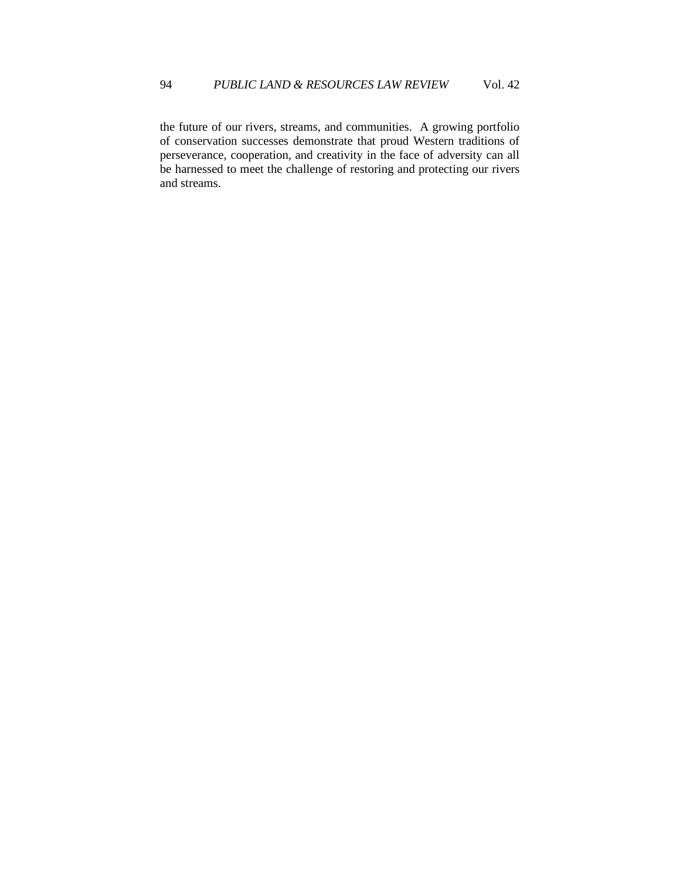the future of our rivers, streams, and communities. A growing portfolio of conservation successes demonstrate that proud Western traditions of perseverance, cooperation, and creativity in the face of adversity can all be harnessed to meet the challenge of restoring and protecting our rivers and streams.